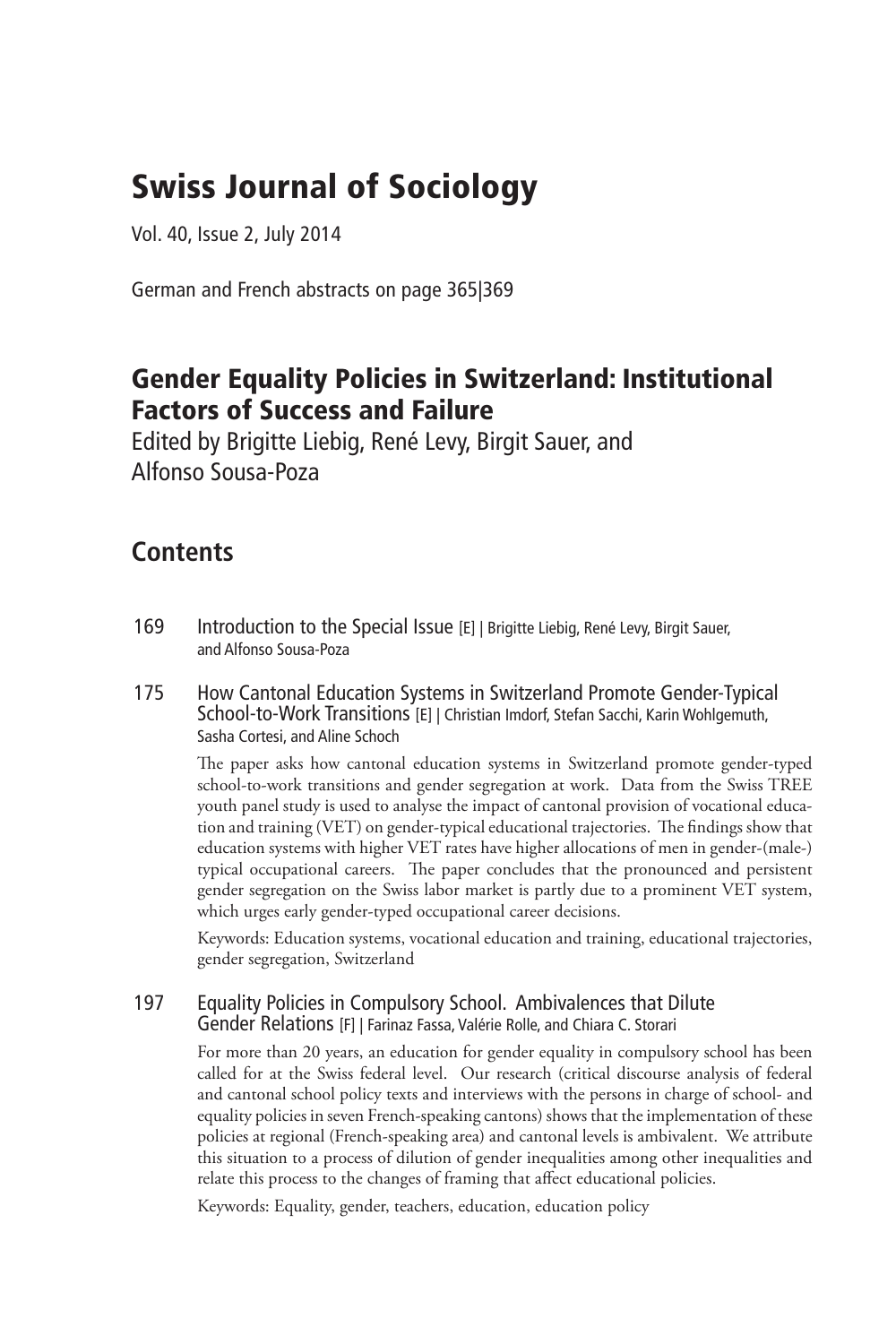# Swiss Journal of Sociology

Vol. 40, Issue 2, July 2014

German and French abstracts on page 365|369

## Gender Equality Policies in Switzerland: Institutional Factors of Success and Failure

Edited by Brigitte Liebig, René Levy, Birgit Sauer, and Alfonso Sousa-Poza

## Contents

169 Introduction to the Special Issue [E] | Brigitte Liebig, René Levy, Birgit Sauer, and Alfonso Sousa-Poza

175 How Cantonal Education Systems in Switzerland Promote Gender-Typical School-to-Work Transitions [E] | Christian Imdorf, Stefan Sacchi, Karin Wohlgemuth, Sasha Cortesi, and Aline Schoch

The paper asks how cantonal education systems in Switzerland promote gender-typed school-to-work transitions and gender segregation at work. Data from the Swiss TREE youth panel study is used to analyse the impact of cantonal provision of vocational education and training (VET) on gender-typical educational trajectories. The findings show that education systems with higher VET rates have higher allocations of men in gender-(male-) typical occupational careers. The paper concludes that the pronounced and persistent gender segregation on the Swiss labor market is partly due to a prominent VET system, which urges early gender-typed occupational career decisions.

Keywords: Education systems, vocational education and training, educational trajectories, gender segregation, Switzerland

197 Equality Policies in Compulsory School. Ambivalences that Dilute Gender Relations [F] | Farinaz Fassa, Valérie Rolle, and Chiara C. Storari

For more than 20 years, an education for gender equality in compulsory school has been called for at the Swiss federal level. Our research (critical discourse analysis of federal and cantonal school policy texts and interviews with the persons in charge of school- and equality policies in seven French-speaking cantons) shows that the implementation of these policies at regional (French-speaking area) and cantonal levels is ambivalent. We attribute this situation to a process of dilution of gender inequalities among other inequalities and relate this process to the changes of framing that affect educational policies.

Keywords: Equality, gender, teachers, education, education policy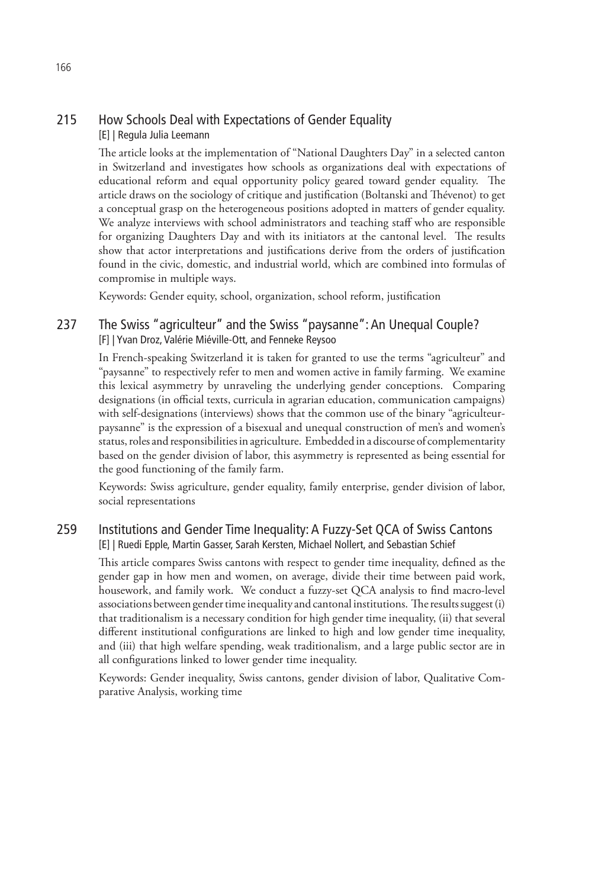## 215 How Schools Deal with Expectations of Gender Equality

[E] | Regula Julia Leemann

The article looks at the implementation of "National Daughters Day" in a selected canton in Switzerland and investigates how schools as organizations deal with expectations of educational reform and equal opportunity policy geared toward gender equality. The article draws on the sociology of critique and justification (Boltanski and Thévenot) to get a conceptual grasp on the heterogeneous positions adopted in matters of gender equality. We analyze interviews with school administrators and teaching staff who are responsible for organizing Daughters Day and with its initiators at the cantonal level. The results show that actor interpretations and justifications derive from the orders of justification found in the civic, domestic, and industrial world, which are combined into formulas of compromise in multiple ways.

Keywords: Gender equity, school, organization, school reform, justification

## 237 The Swiss "agriculteur" and the Swiss "paysanne": An Unequal Couple?

[F] | Yvan Droz, Valérie Miéville-Ott, and Fenneke Reysoo

In French-speaking Switzerland it is taken for granted to use the terms "agriculteur" and "paysanne" to respectively refer to men and women active in family farming. We examine this lexical asymmetry by unraveling the underlying gender conceptions. Comparing designations (in official texts, curricula in agrarian education, communication campaigns) with self-designations (interviews) shows that the common use of the binary "agriculteur-paysanne" is the expression of a bisexual and unequal construction of men's and women's status, roles and responsibilities in agriculture. Embedded in a discourse of complementarity based on the gender division of labor, this asymmetry is represented as being essential for the good functioning of the family farm.

Keywords: Swiss agriculture, gender equality, family enterprise, gender division of labor, social representations

## 259 Institutions and Gender Time Inequality: A Fuzzy-Set QCA of Swiss Cantons

[E] | Ruedi Epple, Martin Gasser, Sarah Kersten, Michael Nollert, and Sebastian Schief

This article compares Swiss cantons with respect to gender time inequality, defined as the gender gap in how men and women, on average, divide their time between paid work, housework, and family work. We conduct a fuzzy-set QCA analysis to find macro-level associations between gender time inequality and cantonal institutions. The results suggest (i) that traditionalism is a necessary condition for high gender time inequality, (ii) that several different institutional configurations are linked to high and low gender time inequality, and (iii) that high welfare spending, weak traditionalism, and a large public sector are in all configurations linked to lower gender time inequality.

Keywords: Gender inequality, Swiss cantons, gender division of labor, Qualitative Comparative Analysis, working time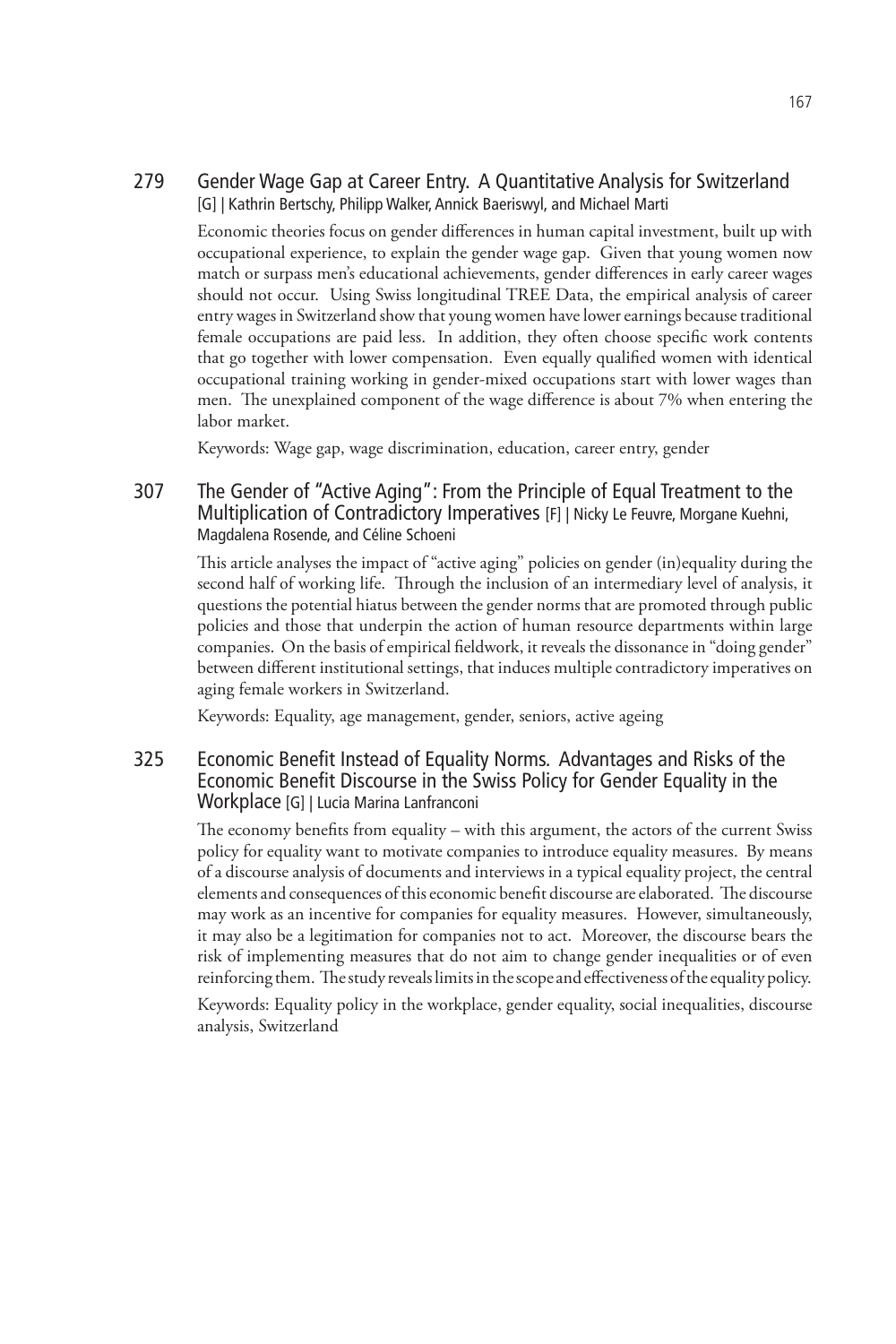## 279 Gender Wage Gap at Career Entry. A Quantitative Analysis for Switzerland [G] | Kathrin Bertschy, Philipp Walker, Annick Baeriswyl, and Michael Marti

Economic theories focus on gender differences in human capital investment, built up with occupational experience, to explain the gender wage gap. Given that young women now match or surpass men's educational achievements, gender differences in early career wages should not occur. Using Swiss longitudinal TREE Data, the empirical analysis of career entry wages in Switzerland show that young women have lower earnings because traditional female occupations are paid less. In addition, they often choose specific work contents that go together with lower compensation. Even equally qualified women with identical occupational training working in gender-mixed occupations start with lower wages than men. The unexplained component of the wage difference is about 7% when entering the labor market.

Keywords: Wage gap, wage discrimination, education, career entry, gender

## 307 The Gender of "Active Aging": From the Principle of Equal Treatment to the Multiplication of Contradictory Imperatives [F] | Nicky Le Feuvre, Morgane Kuehni, Magdalena Rosende, and Céline Schoeni

This article analyses the impact of "active aging" policies on gender (in)equality during the second half of working life. Through the inclusion of an intermediary level of analysis, it questions the potential hiatus between the gender norms that are promoted through public policies and those that underpin the action of human resource departments within large companies. On the basis of empirical fieldwork, it reveals the dissonance in "doing gender" between different institutional settings, that induces multiple contradictory imperatives on aging female workers in Switzerland.

Keywords: Equality, age management, gender, seniors, active ageing

## 325 Economic Benefit Instead of Equality Norms. Advantages and Risks of the Economic Benefit Discourse in the Swiss Policy for Gender Equality in the Workplace [G] | Lucia Marina Lanfranconi

The economy benefits from equality – with this argument, the actors of the current Swiss policy for equality want to motivate companies to introduce equality measures. By means of a discourse analysis of documents and interviews in a typical equality project, the central elements and consequences of this economic benefit discourse are elaborated. The discourse may work as an incentive for companies for equality measures. However, simultaneously, it may also be a legitimation for companies not to act. Moreover, the discourse bears the risk of implementing measures that do not aim to change gender inequalities or of even reinforcing them. The study reveals limits in the scope and effectiveness of the equality policy.

Keywords: Equality policy in the workplace, gender equality, social inequalities, discourse analysis, Switzerland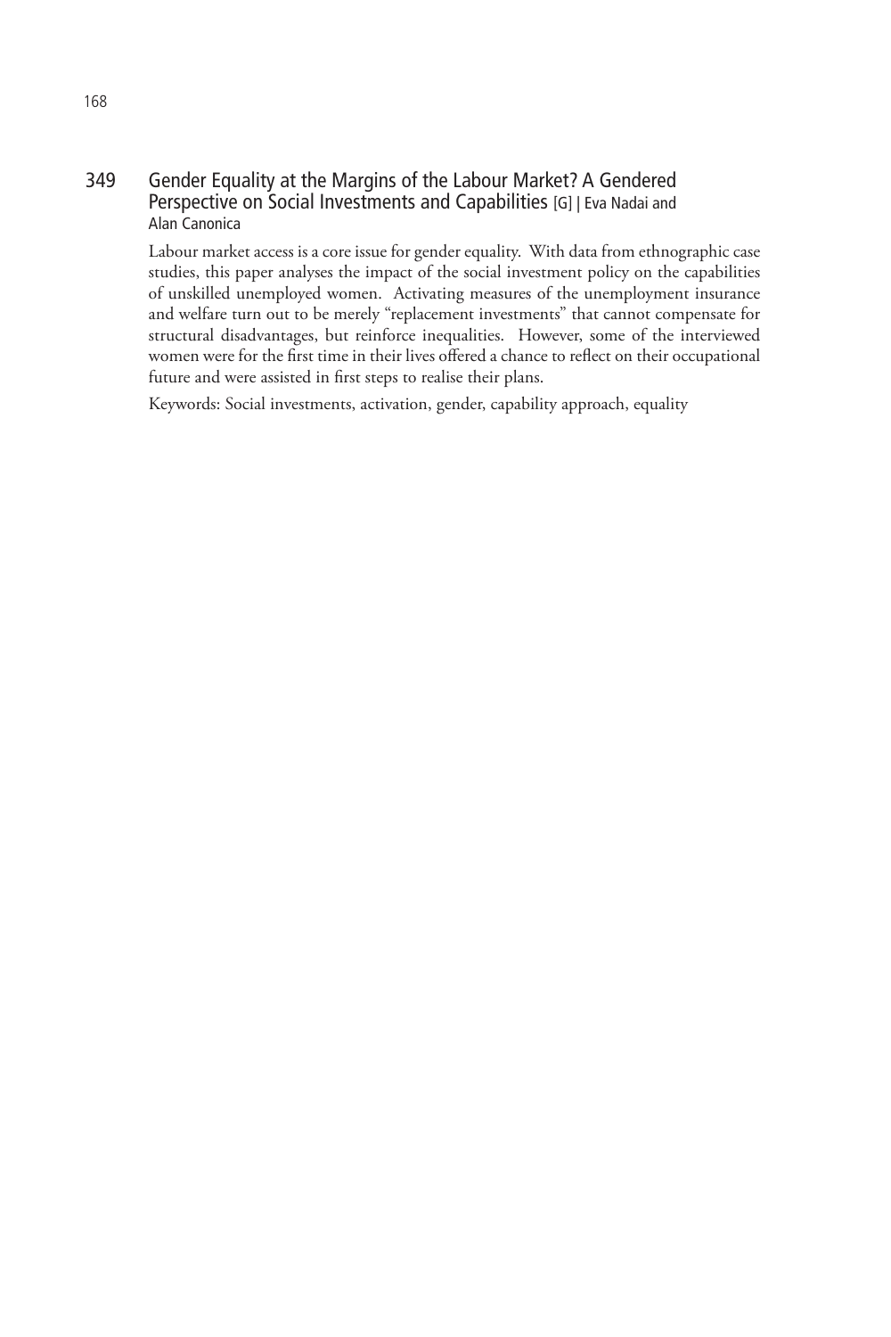## 349 Gender Equality at the Margins of the Labour Market? A Gendered Perspective on Social Investments and Capabilities [G] | Eva Nadai and Alan Canonica

Labour market access is a core issue for gender equality. With data from ethnographic case studies, this paper analyses the impact of the social investment policy on the capabilities of unskilled unemployed women. Activating measures of the unemployment insurance and welfare turn out to be merely "replacement investments" that cannot compensate for structural disadvantages, but reinforce inequalities. However, some of the interviewed women were for the first time in their lives offered a chance to reflect on their occupational future and were assisted in first steps to realise their plans.

Keywords: Social investments, activation, gender, capability approach, equality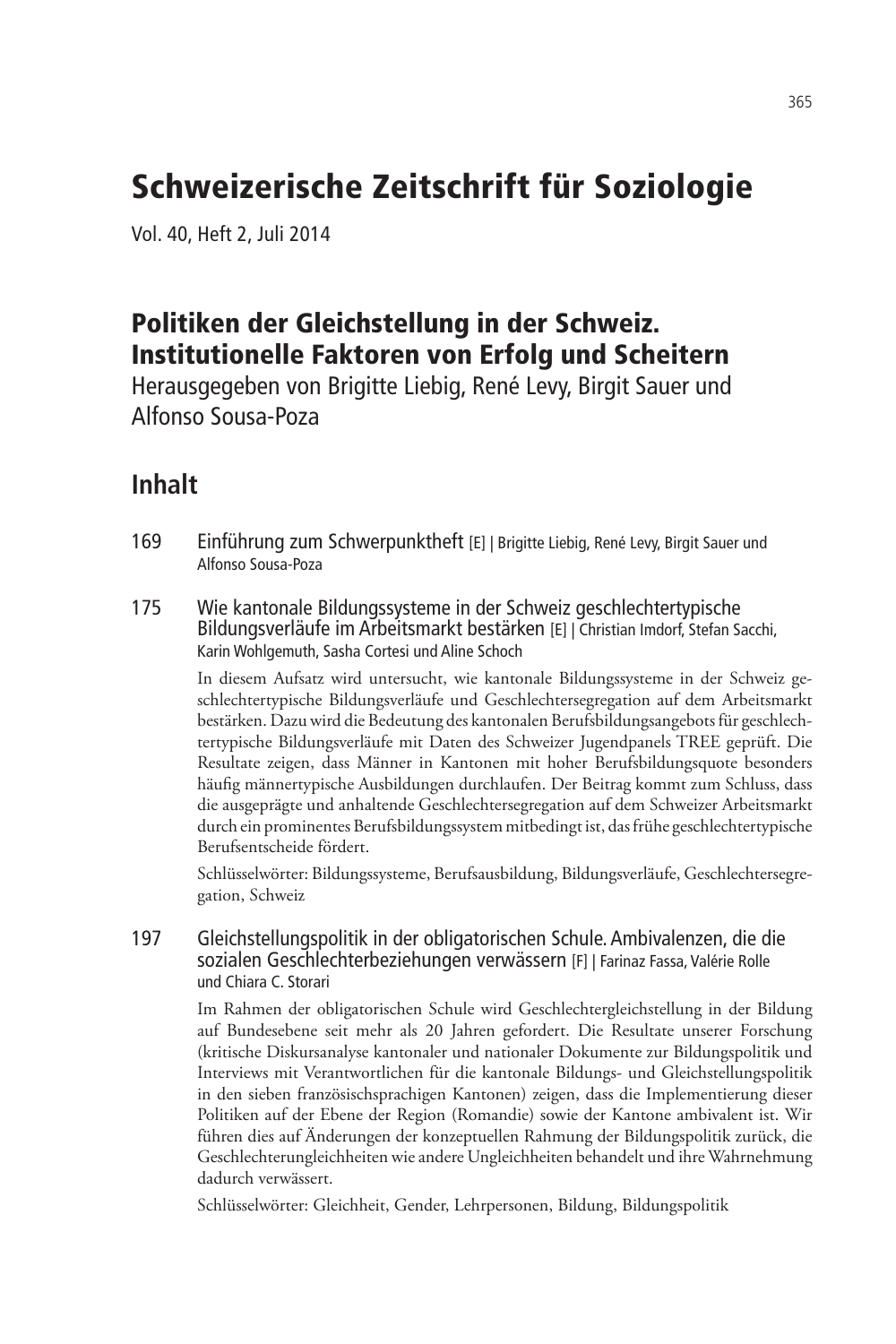# Schweizerische Zeitschrift für Soziologie

Vol. 40, Heft 2, Juli 2014

## Politiken der Gleichstellung in der Schweiz. Institutionelle Faktoren von Erfolg und Scheitern

Herausgegeben von Brigitte Liebig, René Levy, Birgit Sauer und Alfonso Sousa-Poza

## Inhalt

169 Einführung zum Schwerpunktheft [E] | Brigitte Liebig, René Levy, Birgit Sauer und Alfonso Sousa-Poza

175 Wie kantonale Bildungssysteme in der Schweiz geschlechtertypische Bildungsverläufe im Arbeitsmarkt bestärken [E] | Christian Imdorf, Stefan Sacchi, Karin Wohlgemuth, Sasha Cortesi und Aline Schoch

In diesem Aufsatz wird untersucht, wie kantonale Bildungssysteme in der Schweiz geschlechtertypische Bildungsverläufe und Geschlechtersegregation auf dem Arbeitsmarkt bestärken. Dazu wird die Bedeutung des kantonalen Berufsbildungsangebots für geschlechtertypische Bildungsverläufe mit Daten des Schweizer Jugendpanels TREE geprüft. Die Resultate zeigen, dass Männer in Kantonen mit hoher Berufsbildungsquote besonders häufig männertypische Ausbildungen durchlaufen. Der Beitrag kommt zum Schluss, dass die ausgeprägte und anhaltende Geschlechtersegregation auf dem Schweizer Arbeitsmarkt durch ein prominentes Berufsbildungssystem mitbedingt ist, das frühe geschlechtertypische Berufsentscheide fördert.

Schlüsselwörter: Bildungssysteme, Berufsausbildung, Bildungsverläufe, Geschlechtersegregation, Schweiz

197 Gleichstellungspolitik in der obligatorischen Schule. Ambivalenzen, die die sozialen Geschlechterbeziehungen verwässern [F] | Farinaz Fassa, Valérie Rolle und Chiara C. Storari

Im Rahmen der obligatorischen Schule wird Geschlechtergleichstellung in der Bildung auf Bundesebene seit mehr als 20 Jahren gefordert. Die Resultate unserer Forschung (kritische Diskursanalyse kantonaler und nationaler Dokumente zur Bildungspolitik und Interviews mit Verantwortlichen für die kantonale Bildungs- und Gleichstellungspolitik in den sieben französischsprachigen Kantonen) zeigen, dass die Implementierung dieser Politiken auf der Ebene der Region (Romandie) sowie der Kantone ambivalent ist. Wir führen dies auf Änderungen der konzeptuellen Rahmung der Bildungspolitik zurück, die Geschlechterungleichheiten wie andere Ungleichheiten behandelt und ihre Wahrnehmung dadurch verwässert.

Schlüsselwörter: Gleichheit, Gender, Lehrpersonen, Bildung, Bildungspolitik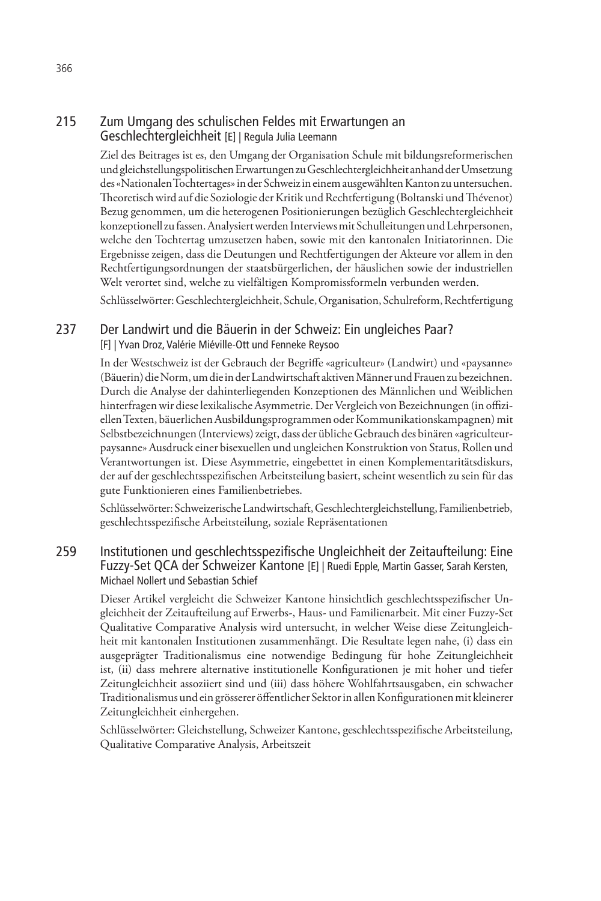## 215 Zum Umgang des schulischen Feldes mit Erwartungen an Geschlechtergleichheit [E] | Regula Julia Leemann

Ziel des Beitrages ist es, den Umgang der Organisation Schule mit bildungsreformerischen und gleichstellungspolitischen Erwartungen zu Geschlechtergleichheit anhand der Umsetzung des «Nationalen Tochtertages» in der Schweiz in einem ausgewählten Kanton zu untersuchen. Theoretisch wird auf die Soziologie der Kritik und Rechtfertigung (Boltanski und Thévenot) Bezug genommen, um die heterogenen Positionierungen bezüglich Geschlechtergleichheit konzeptionell zu fassen. Analysiert werden Interviews mit Schulleitungen und Lehrpersonen, welche den Tochtertag umzusetzen haben, sowie mit den kantonalen Initiatorinnen. Die Ergebnisse zeigen, dass die Deutungen und Rechtfertigungen der Akteure vor allem in den Rechtfertigungsordnungen der staatsbürgerlichen, der häuslichen sowie der industriellen Welt verortet sind, welche zu vielfältigen Kompromissformeln verbunden werden.

Schlüsselwörter: Geschlechtergleichheit, Schule, Organisation, Schulreform, Rechtfertigung

## 237 Der Landwirt und die Bäuerin in der Schweiz: Ein ungleiches Paar? [F] | Yvan Droz, Valérie Miéville-Ott und Fenneke Reysoo

In der Westschweiz ist der Gebrauch der Begriffe «agriculteur» (Landwirt) und «paysanne» (Bäuerin) die Norm, um die in der Landwirtschaft aktiven Männer und Frauen zu bezeichnen. Durch die Analyse der dahinterliegenden Konzeptionen des Männlichen und Weiblichen hinterfragen wir diese lexikalische Asymmetrie. Der Vergleich von Bezeichnungen (in offiziellen Texten, bäuerlichen Ausbildungsprogrammen oder Kommunikationskampagnen) mit Selbstbezeichnungen (Interviews) zeigt, dass der übliche Gebrauch des binären «agriculteur-paysanne» Ausdruck einer bisexuellen und ungleichen Konstruktion von Status, Rollen und Verantwortungen ist. Diese Asymmetrie, eingebettet in einen Komplementaritätsdiskurs, der auf der geschlechtsspezifischen Arbeitsteilung basiert, scheint wesentlich zu sein für das gute Funktionieren eines Familienbetriebes.

Schlüsselwörter: Schweizerische Landwirtschaft, Geschlechtergleichstellung, Familienbetrieb, geschlechtsspezifische Arbeitsteilung, soziale Repräsentationen

## 259 Institutionen und geschlechtsspezifische Ungleichheit der Zeitaufteilung: Eine Fuzzy-Set QCA der Schweizer Kantone [E] | Ruedi Epple, Martin Gasser, Sarah Kersten, Michael Nollert und Sebastian Schief

Dieser Artikel vergleicht die Schweizer Kantone hinsichtlich geschlechtsspezifischer Ungleichheit der Zeitaufteilung auf Erwerbs-, Haus- und Familienarbeit. Mit einer Fuzzy-Set Qualitative Comparative Analysis wird untersucht, in welcher Weise diese Zeitungleichheit mit kantonalen Institutionen zusammenhängt. Die Resultate legen nahe, (i) dass ein ausgeprägter Traditionalismus eine notwendige Bedingung für hohe Zeitungleichheit ist, (ii) dass mehrere alternative institutionelle Konfigurationen je mit hoher und tiefer Zeitungleichheit assoziiert sind und (iii) dass höhere Wohlfahrtsausgaben, ein schwacher Traditionalismus und ein grösserer öffentlicher Sektor in allen Konfigurationen mit kleinerer Zeitungleichheit einhergehen.

Schlüsselwörter: Gleichstellung, Schweizer Kantone, geschlechtsspezifische Arbeitsteilung, Qualitative Comparative Analysis, Arbeitszeit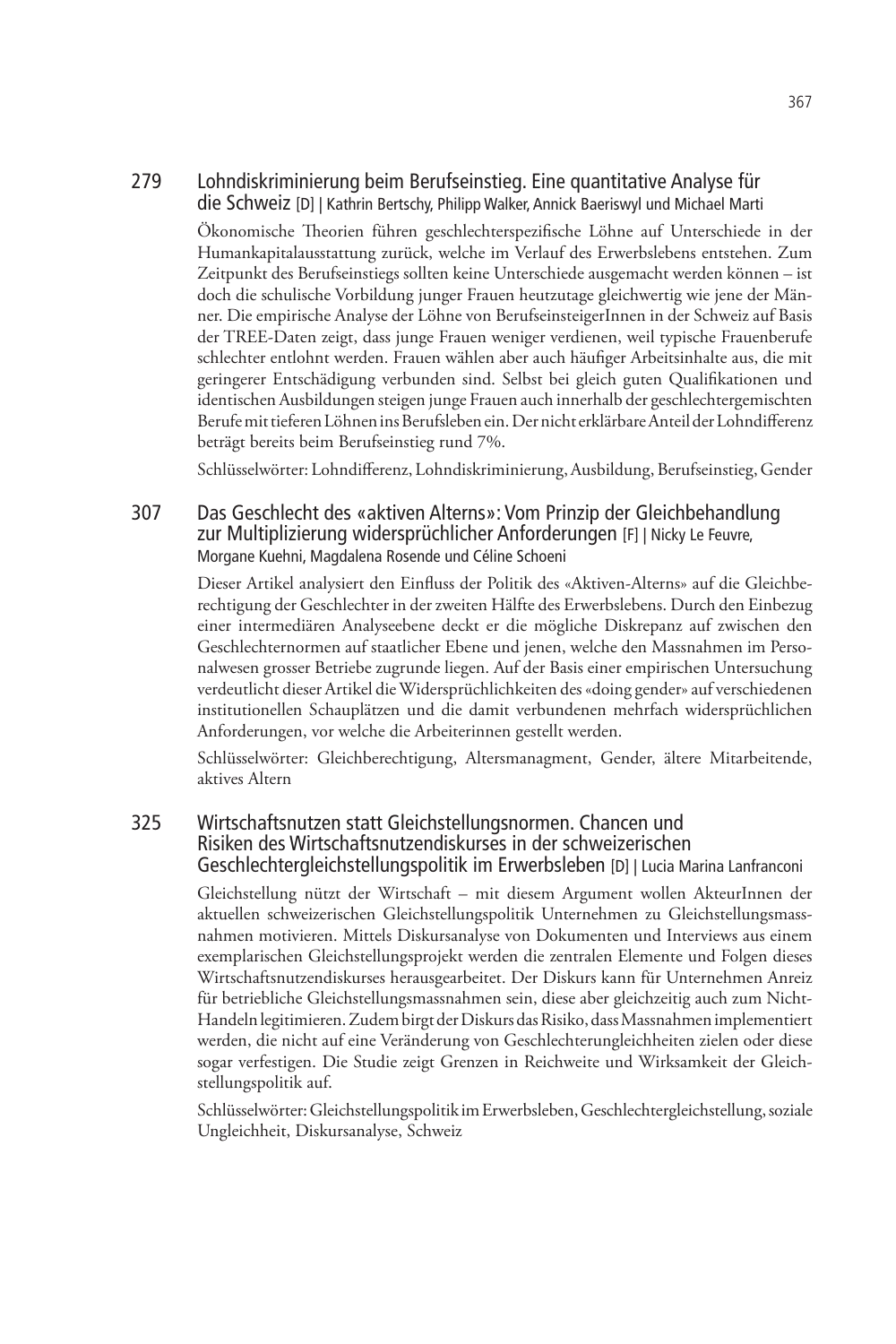## 279 Lohndiskriminierung beim Berufseinstieg. Eine quantitative Analyse für die Schweiz [D] | Kathrin Bertschy, Philipp Walker, Annick Baeriswyl und Michael Marti

Ökonomische Theorien führen geschlechterspezifische Löhne auf Unterschiede in der Humankapitalausstattung zurück, welche im Verlauf des Erwerbslebens entstehen. Zum Zeitpunkt des Berufseinstiegs sollten keine Unterschiede ausgemacht werden können – ist doch die schulische Vorbildung junger Frauen heutzutage gleichwertig wie jene der Männer. Die empirische Analyse der Löhne von BerufseinsteigerInnen in der Schweiz auf Basis der TREE-Daten zeigt, dass junge Frauen weniger verdienen, weil typische Frauenberufe schlechter entlohnt werden. Frauen wählen aber auch häufiger Arbeitsinhalte aus, die mit geringerer Entschädigung verbunden sind. Selbst bei gleich guten Qualifikationen und identischen Ausbildungen steigen junge Frauen auch innerhalb der geschlechtergemischten Berufe mit tieferen Löhnen ins Berufsleben ein. Der nicht erklärbare Anteil der Lohndifferenz beträgt bereits beim Berufseinstieg rund 7%.

Schlüsselwörter: Lohndifferenz, Lohndiskriminierung, Ausbildung, Berufseinstieg, Gender

## 307 Das Geschlecht des «aktiven Alterns»: Vom Prinzip der Gleichbehandlung zur Multiplizierung widersprüchlicher Anforderungen [F] | Nicky Le Feuvre, Morgane Kuehni, Magdalena Rosende und Céline Schoeni

Dieser Artikel analysiert den Einfluss der Politik des «Aktiven-Alterns» auf die Gleichberechtigung der Geschlechter in der zweiten Hälfte des Erwerbslebens. Durch den Einbezug einer intermediären Analyseebene deckt er die mögliche Diskrepanz auf zwischen den Geschlechternormen auf staatlicher Ebene und jenen, welche den Massnahmen im Personalwesen grosser Betriebe zugrunde liegen. Auf der Basis einer empirischen Untersuchung verdeutlicht dieser Artikel die Widersprüchlichkeiten des «doing gender» auf verschiedenen institutionellen Schauplätzen und die damit verbundenen mehrfach widersprüchlichen Anforderungen, vor welche die Arbeiterinnen gestellt werden.

Schlüsselwörter: Gleichberechtigung, Altersmanagment, Gender, ältere Mitarbeitende, aktives Altern

## 325 Wirtschaftsnutzen statt Gleichstellungsnormen. Chancen und Risiken des Wirtschaftsnutzendiskurses in der schweizerischen Geschlechtergleichstellungspolitik im Erwerbsleben [D] | Lucia Marina Lanfranconi

Gleichstellung nützt der Wirtschaft – mit diesem Argument wollen AkteurInnen der aktuellen schweizerischen Gleichstellungspolitik Unternehmen zu Gleichstellungsmassnahmen motivieren. Mittels Diskursanalyse von Dokumenten und Interviews aus einem exemplarischen Gleichstellungsprojekt werden die zentralen Elemente und Folgen dieses Wirtschaftsnutzendiskurses herausgearbeitet. Der Diskurs kann für Unternehmen Anreiz für betriebliche Gleichstellungsmassnahmen sein, diese aber gleichzeitig auch zum Nicht-Handeln legitimieren. Zudem birgt der Diskurs das Risiko, dass Massnahmen implementiert werden, die nicht auf eine Veränderung von Geschlechterungleichheiten zielen oder diese sogar verfestigen. Die Studie zeigt Grenzen in Reichweite und Wirksamkeit der Gleichstellungspolitik auf.

Schlüsselwörter: Gleichstellungspolitik im Erwerbsleben, Geschlechtergleichstellung, soziale Ungleichheit, Diskursanalyse, Schweiz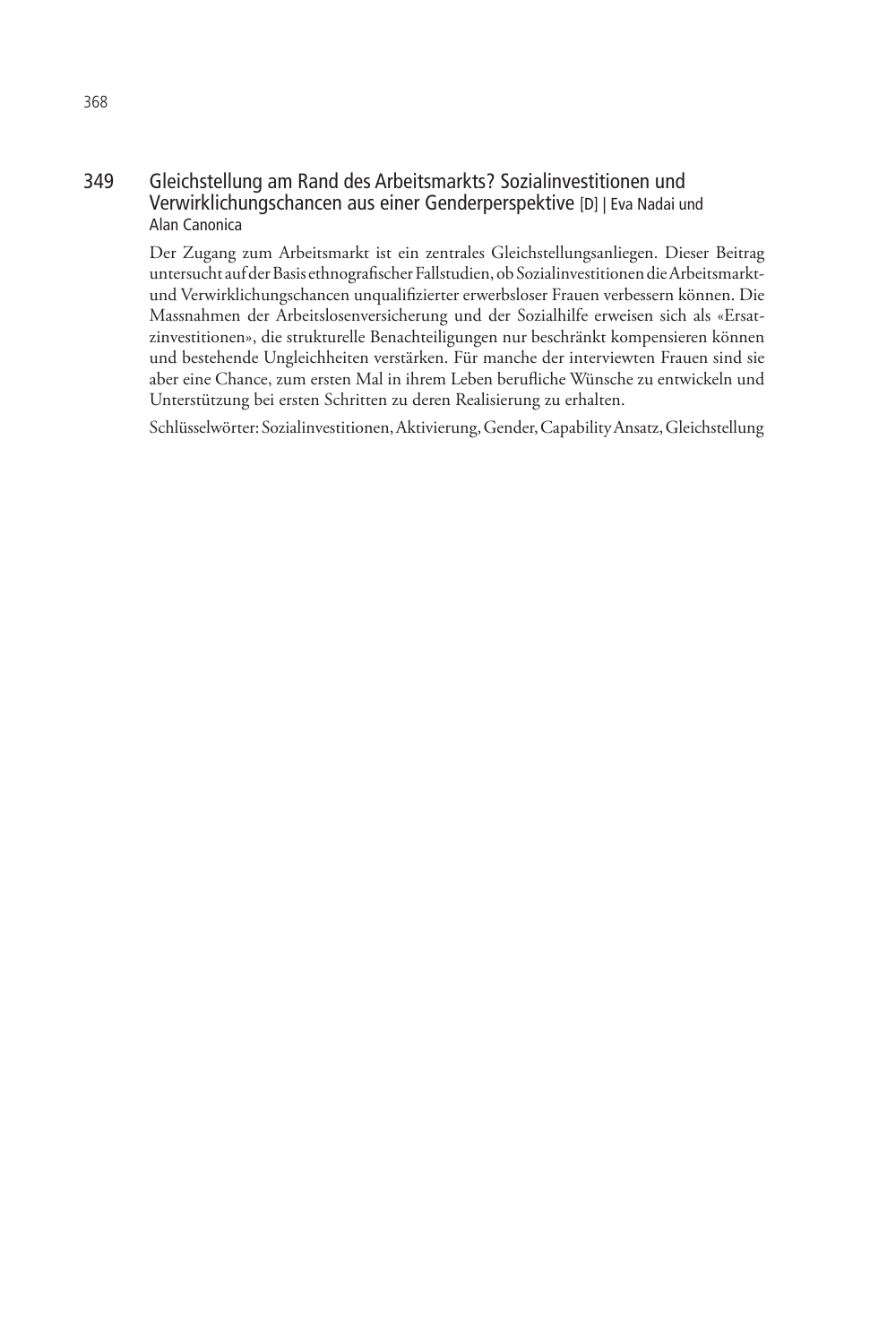## 349 Gleichstellung am Rand des Arbeitsmarkts? Sozialinvestitionen und Verwirklichungschancen aus einer Genderperspektive [D] | Eva Nadai und Alan Canonica

Der Zugang zum Arbeitsmarkt ist ein zentrales Gleichstellungsanliegen. Dieser Beitrag untersucht auf der Basis ethnografischer Fallstudien, ob Sozialinvestitionen die Arbeitsmarkt- und Verwirklichungschancen unqualifizierter erwerbsloser Frauen verbessern können. Die Massnahmen der Arbeitslosenversicherung und der Sozialhilfe erweisen sich als «Ersatzinvestitionen», die strukturelle Benachteiligungen nur beschränkt kompensieren können und bestehende Ungleichheiten verstärken. Für manche der interviewten Frauen sind sie aber eine Chance, zum ersten Mal in ihrem Leben berufliche Wünsche zu entwickeln und Unterstützung bei ersten Schritten zu deren Realisierung zu erhalten.

Schlüsselwörter: Sozialinvestitionen, Aktivierung, Gender, Capability Ansatz, Gleichstellung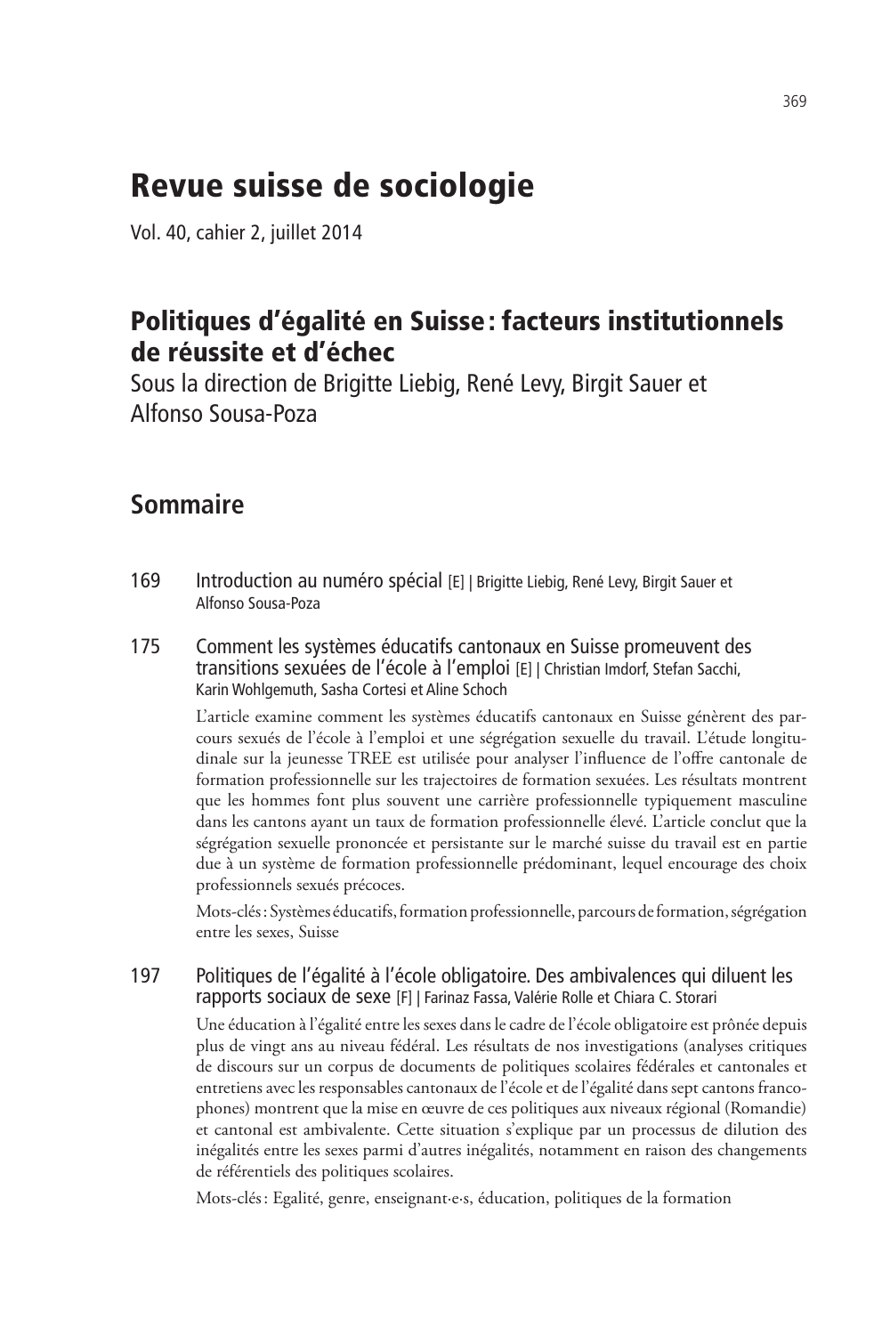# Revue suisse de sociologie

Vol. 40, cahier 2, juillet 2014

## Politiques d'égalité en Suisse : facteurs institutionnels de réussite et d'échec

Sous la direction de Brigitte Liebig, René Levy, Birgit Sauer et Alfonso Sousa-Poza

## Sommaire

169 Introduction au numéro spécial [E] | Brigitte Liebig, René Levy, Birgit Sauer et Alfonso Sousa-Poza

175 Comment les systèmes éducatifs cantonaux en Suisse promeuvent des transitions sexuées de l'école à l'emploi [E] | Christian Imdorf, Stefan Sacchi, Karin Wohlgemuth, Sasha Cortesi et Aline Schoch

L'article examine comment les systèmes éducatifs cantonaux en Suisse génèrent des parcours sexués de l'école à l'emploi et une ségrégation sexuelle du travail. L'étude longitudinale sur la jeunesse TREE est utilisée pour analyser l'influence de l'offre cantonale de formation professionnelle sur les trajectoires de formation sexuées. Les résultats montrent que les hommes font plus souvent une carrière professionnelle typiquement masculine dans les cantons ayant un taux de formation professionnelle élevé. L'article conclut que la ségrégation sexuelle prononcée et persistante sur le marché suisse du travail est en partie due à un système de formation professionnelle prédominant, lequel encourage des choix professionnels sexués précoces.

Mots-clés : Systèmes éducatifs, formation professionnelle, parcours de formation, ségrégation entre les sexes, Suisse

197 Politiques de l'égalité à l'école obligatoire. Des ambivalences qui diluent les rapports sociaux de sexe [F] | Farinaz Fassa, Valérie Rolle et Chiara C. Storari

Une éducation à l'égalité entre les sexes dans le cadre de l'école obligatoire est prônée depuis plus de vingt ans au niveau fédéral. Les résultats de nos investigations (analyses critiques de discours sur un corpus de documents de politiques scolaires fédérales et cantonales et entretiens avec les responsables cantonaux de l'école et de l'égalité dans sept cantons francophones) montrent que la mise en œuvre de ces politiques aux niveaux régional (Romandie) et cantonal est ambivalente. Cette situation s'explique par un processus de dilution des inégalités entre les sexes parmi d'autres inégalités, notamment en raison des changements de référentiels des politiques scolaires.

Mots-clés : Egalité, genre, enseignant·e·s, éducation, politiques de la formation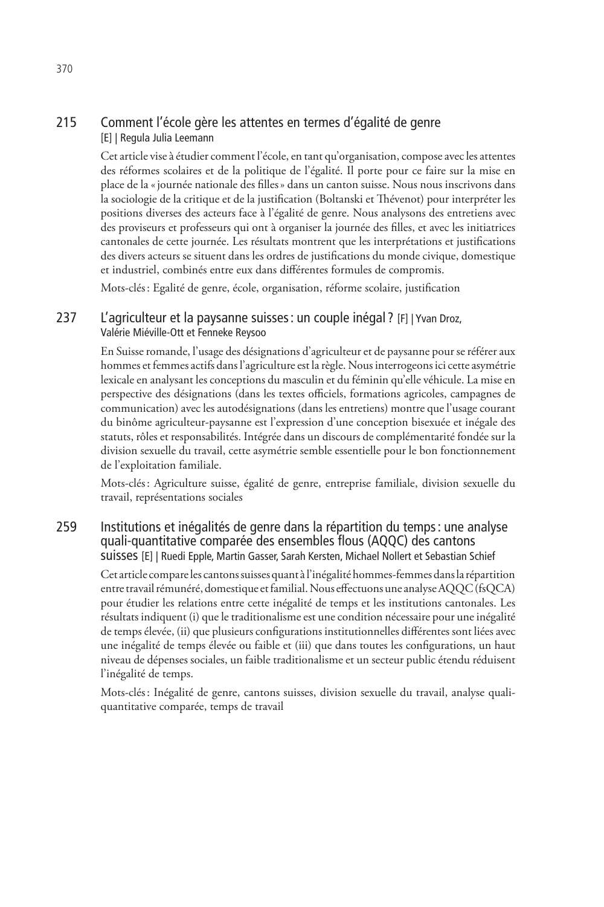## 215 Comment l'école gère les attentes en termes d'égalité de genre

[E] | Regula Julia Leemann

Cet article vise à étudier comment l'école, en tant qu'organisation, compose avec les attentes des réformes scolaires et de la politique de l'égalité. Il porte pour ce faire sur la mise en place de la « journée nationale des filles » dans un canton suisse. Nous nous inscrivons dans la sociologie de la critique et de la justification (Boltanski et Thévenot) pour interpréter les positions diverses des acteurs face à l'égalité de genre. Nous analysons des entretiens avec des proviseurs et professeurs qui ont à organiser la journée des filles, et avec les initiatrices cantonales de cette journée. Les résultats montrent que les interprétations et justifications des divers acteurs se situent dans les ordres de justifications du monde civique, domestique et industriel, combinés entre eux dans différentes formules de compromis.

Mots-clés : Egalité de genre, école, organisation, réforme scolaire, justification

## 237 L'agriculteur et la paysanne suisses : un couple inégal ?

[F] | Yvan Droz, Valérie Miéville-Ott et Fenneke Reysoo

En Suisse romande, l'usage des désignations d'agriculteur et de paysanne pour se référer aux hommes et femmes actifs dans l'agriculture est la règle. Nous interrogeons ici cette asymétrie lexicale en analysant les conceptions du masculin et du féminin qu'elle véhicule. La mise en perspective des désignations (dans les textes officiels, formations agricoles, campagnes de communication) avec les autodésignations (dans les entretiens) montre que l'usage courant du binôme agriculteur-paysanne est l'expression d'une conception bisexuée et inégale des statuts, rôles et responsabilités. Intégrée dans un discours de complémentarité fondée sur la division sexuelle du travail, cette asymétrie semble essentielle pour le bon fonctionnement de l'exploitation familiale.

Mots-clés : Agriculture suisse, égalité de genre, entreprise familiale, division sexuelle du travail, représentations sociales

## 259 Institutions et inégalités de genre dans la répartition du temps : une analyse quali-quantitative comparée des ensembles flous (AQQC) des cantons suisses

[E] | Ruedi Epple, Martin Gasser, Sarah Kersten, Michael Nollert et Sebastian Schief

Cet article compare les cantons suisses quant à l'inégalité hommes-femmes dans la répartition entre travail rémunéré, domestique et familial. Nous effectuons une analyse AQQC (fsQCA) pour étudier les relations entre cette inégalité de temps et les institutions cantonales. Les résultats indiquent (i) que le traditionalisme est une condition nécessaire pour une inégalité de temps élevée, (ii) que plusieurs configurations institutionnelles différentes sont liées avec une inégalité de temps élevée ou faible et (iii) que dans toutes les configurations, un haut niveau de dépenses sociales, un faible traditionalisme et un secteur public étendu réduisent l'inégalité de temps.

Mots-clés : Inégalité de genre, cantons suisses, division sexuelle du travail, analyse quali-quantitative comparée, temps de travail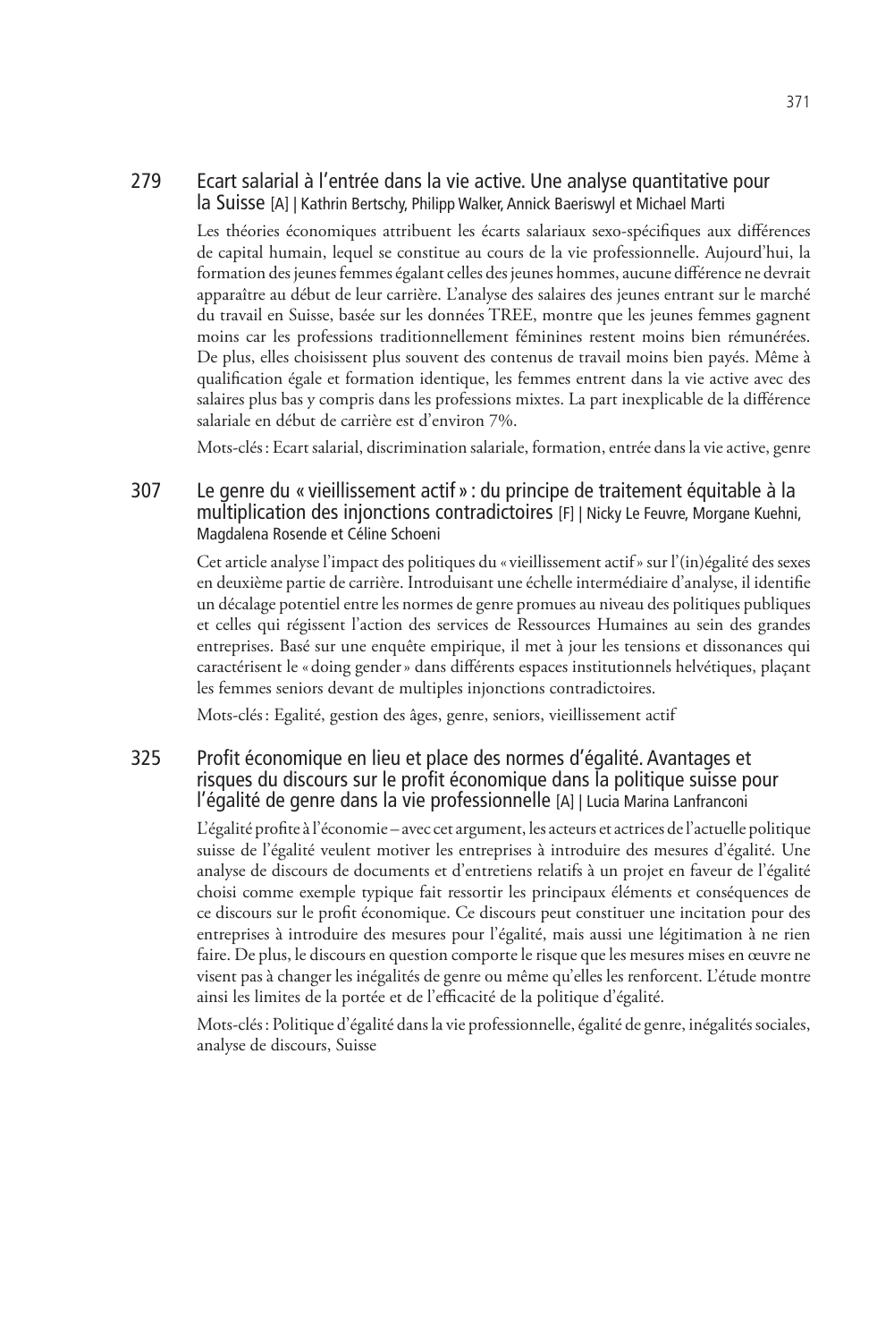## 279 Ecart salarial à l'entrée dans la vie active. Une analyse quantitative pour la Suisse [A] | Kathrin Bertschy, Philipp Walker, Annick Baeriswyl et Michael Marti

Les théories économiques attribuent les écarts salariaux sexo-spécifiques aux différences de capital humain, lequel se constitue au cours de la vie professionnelle. Aujourd'hui, la formation des jeunes femmes égalant celles des jeunes hommes, aucune différence ne devrait apparaître au début de leur carrière. L'analyse des salaires des jeunes entrant sur le marché du travail en Suisse, basée sur les données TREE, montre que les jeunes femmes gagnent moins car les professions traditionnellement féminines restent moins bien rémunérées. De plus, elles choisissent plus souvent des contenus de travail moins bien payés. Même à qualification égale et formation identique, les femmes entrent dans la vie active avec des salaires plus bas y compris dans les professions mixtes. La part inexplicable de la différence salariale en début de carrière est d'environ 7%.

Mots-clés : Ecart salarial, discrimination salariale, formation, entrée dans la vie active, genre

## 307 Le genre du « vieillissement actif » : du principe de traitement équitable à la multiplication des injonctions contradictoires [F] | Nicky Le Feuvre, Morgane Kuehni, Magdalena Rosende et Céline Schoeni

Cet article analyse l'impact des politiques du « vieillissement actif » sur l'(in)égalité des sexes en deuxième partie de carrière. Introduisant une échelle intermédiaire d'analyse, il identifie un décalage potentiel entre les normes de genre promues au niveau des politiques publiques et celles qui régissent l'action des services de Ressources Humaines au sein des grandes entreprises. Basé sur une enquête empirique, il met à jour les tensions et dissonances qui caractérisent le « doing gender » dans différents espaces institutionnels helvétiques, plaçant les femmes seniors devant de multiples injonctions contradictoires.

Mots-clés : Egalité, gestion des âges, genre, seniors, vieillissement actif

## 325 Profit économique en lieu et place des normes d'égalité. Avantages et risques du discours sur le profit économique dans la politique suisse pour l'égalité de genre dans la vie professionnelle [A] | Lucia Marina Lanfranconi

L'égalité profite à l'économie – avec cet argument, les acteurs et actrices de l'actuelle politique suisse de l'égalité veulent motiver les entreprises à introduire des mesures d'égalité. Une analyse de discours de documents et d'entretiens relatifs à un projet en faveur de l'égalité choisi comme exemple typique fait ressortir les principaux éléments et conséquences de ce discours sur le profit économique. Ce discours peut constituer une incitation pour des entreprises à introduire des mesures pour l'égalité, mais aussi une légitimation à ne rien faire. De plus, le discours en question comporte le risque que les mesures mises en œuvre ne visent pas à changer les inégalités de genre ou même qu'elles les renforcent. L'étude montre ainsi les limites de la portée et de l'efficacité de la politique d'égalité.

Mots-clés : Politique d'égalité dans la vie professionnelle, égalité de genre, inégalités sociales, analyse de discours, Suisse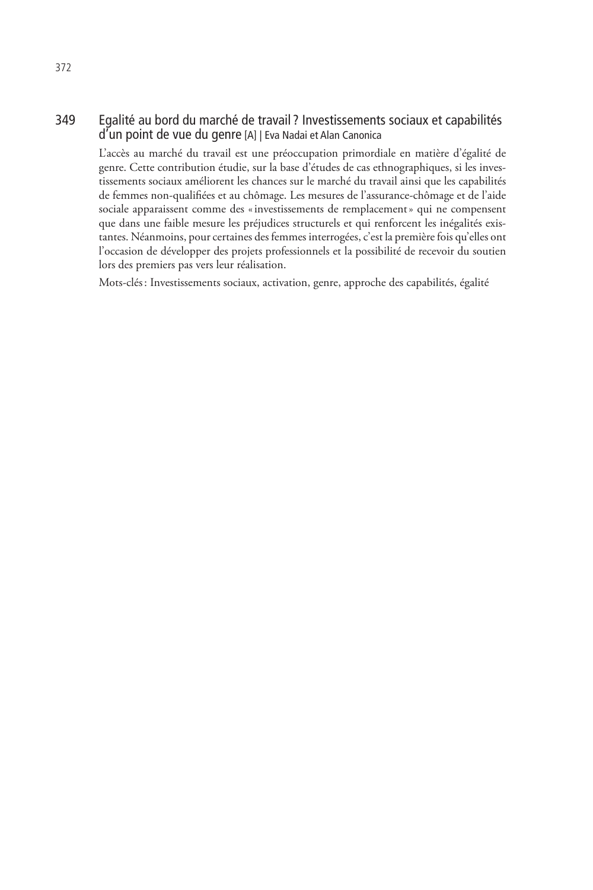## 349 Egalité au bord du marché de travail ? Investissements sociaux et capabilités d'un point de vue du genre [A] | Eva Nadai et Alan Canonica

L'accès au marché du travail est une préoccupation primordiale en matière d'égalité de genre. Cette contribution étudie, sur la base d'études de cas ethnographiques, si les investissements sociaux améliorent les chances sur le marché du travail ainsi que les capabilités de femmes non-qualifiées et au chômage. Les mesures de l'assurance-chômage et de l'aide sociale apparaissent comme des « investissements de remplacement » qui ne compensent que dans une faible mesure les préjudices structurels et qui renforcent les inégalités existantes. Néanmoins, pour certaines des femmes interrogées, c'est la première fois qu'elles ont l'occasion de développer des projets professionnels et la possibilité de recevoir du soutien lors des premiers pas vers leur réalisation.

Mots-clés : Investissements sociaux, activation, genre, approche des capabilités, égalité